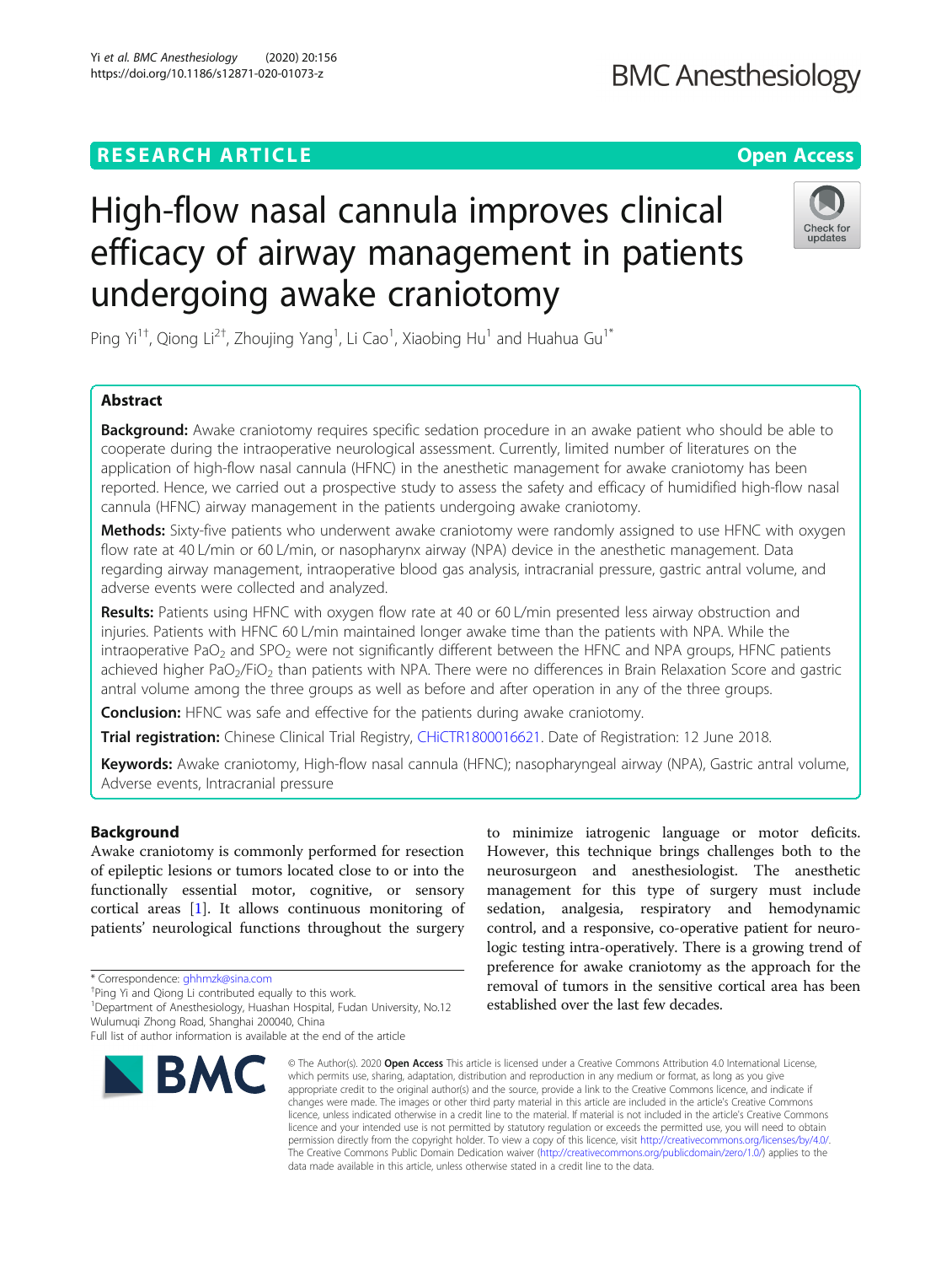RESEARCH ARTICLE

Open Access

# High-flow nasal cannula improves clinical efficacy of airway management in patients undergoing awake craniotomy

Ping Yi[1†], Qiong Li[2†], Zhoujing Yang[1], Li Cao[1], Xiaobing Hu[1] and Huahua Gu[1*]

## Abstract

**Background:** Awake craniotomy requires specific sedation procedure in an awake patient who should be able to cooperate during the intraoperative neurological assessment. Currently, limited number of literatures on the application of high-flow nasal cannula (HFNC) in the anesthetic management for awake craniotomy has been reported. Hence, we carried out a prospective study to assess the safety and efficacy of humidified high-flow nasal cannula (HFNC) airway management in the patients undergoing awake craniotomy.

**Methods:** Sixty-five patients who underwent awake craniotomy were randomly assigned to use HFNC with oxygen flow rate at 40 L/min or 60 L/min, or nasopharynx airway (NPA) device in the anesthetic management. Data regarding airway management, intraoperative blood gas analysis, intracranial pressure, gastric antral volume, and adverse events were collected and analyzed.

**Results:** Patients using HFNC with oxygen flow rate at 40 or 60 L/min presented less airway obstruction and injuries. Patients with HFNC 60 L/min maintained longer awake time than the patients with NPA. While the intraoperative $PaO_2$ and $SPO_2$ were not significantly different between the HFNC and NPA groups, HFNC patients achieved higher $PaO_2/FiO_2$ than patients with NPA. There were no differences in Brain Relaxation Score and gastric antral volume among the three groups as well as before and after operation in any of the three groups.

**Conclusion:** HFNC was safe and effective for the patients during awake craniotomy.

**Trial registration:** Chinese Clinical Trial Registry, CHiCTR1800016621. Date of Registration: 12 June 2018.

**Keywords:** Awake craniotomy, High-flow nasal cannula (HFNC); nasopharyngeal airway (NPA), Gastric antral volume, Adverse events, Intracranial pressure

## Background

Awake craniotomy is commonly performed for resection of epileptic lesions or tumors located close to or into the functionally essential motor, cognitive, or sensory cortical areas [1]. It allows continuous monitoring of patients' neurological functions throughout the surgery to minimize iatrogenic language or motor deficits. However, this technique brings challenges both to the neurosurgeon and anesthesiologist. The anesthetic management for this type of surgery must include sedation, analgesia, respiratory and hemodynamic control, and a responsive, co-operative patient for neurologic testing intra-operatively. There is a growing trend of preference for awake craniotomy as the approach for the removal of tumors in the sensitive cortical area has been established over the last few decades.

\* Correspondence: ghhmzk@sina.com
†Ping Yi and Qiong Li contributed equally to this work.
[1]Department of Anesthesiology, Huashan Hospital, Fudan University, No.12 Wulumuqi Zhong Road, Shanghai 200040, China
Full list of author information is available at the end of the article

© The Author(s). 2020 **Open Access** This article is licensed under a Creative Commons Attribution 4.0 International License, which permits use, sharing, adaptation, distribution and reproduction in any medium or format, as long as you give appropriate credit to the original author(s) and the source, provide a link to the Creative Commons licence, and indicate if changes were made. The images or other third party material in this article are included in the article's Creative Commons licence, unless indicated otherwise in a credit line to the material. If material is not included in the article's Creative Commons licence and your intended use is not permitted by statutory regulation or exceeds the permitted use, you will need to obtain permission directly from the copyright holder. To view a copy of this licence, visit http://creativecommons.org/licenses/by/4.0/. The Creative Commons Public Domain Dedication waiver (http://creativecommons.org/publicdomain/zero/1.0/) applies to the data made available in this article, unless otherwise stated in a credit line to the data.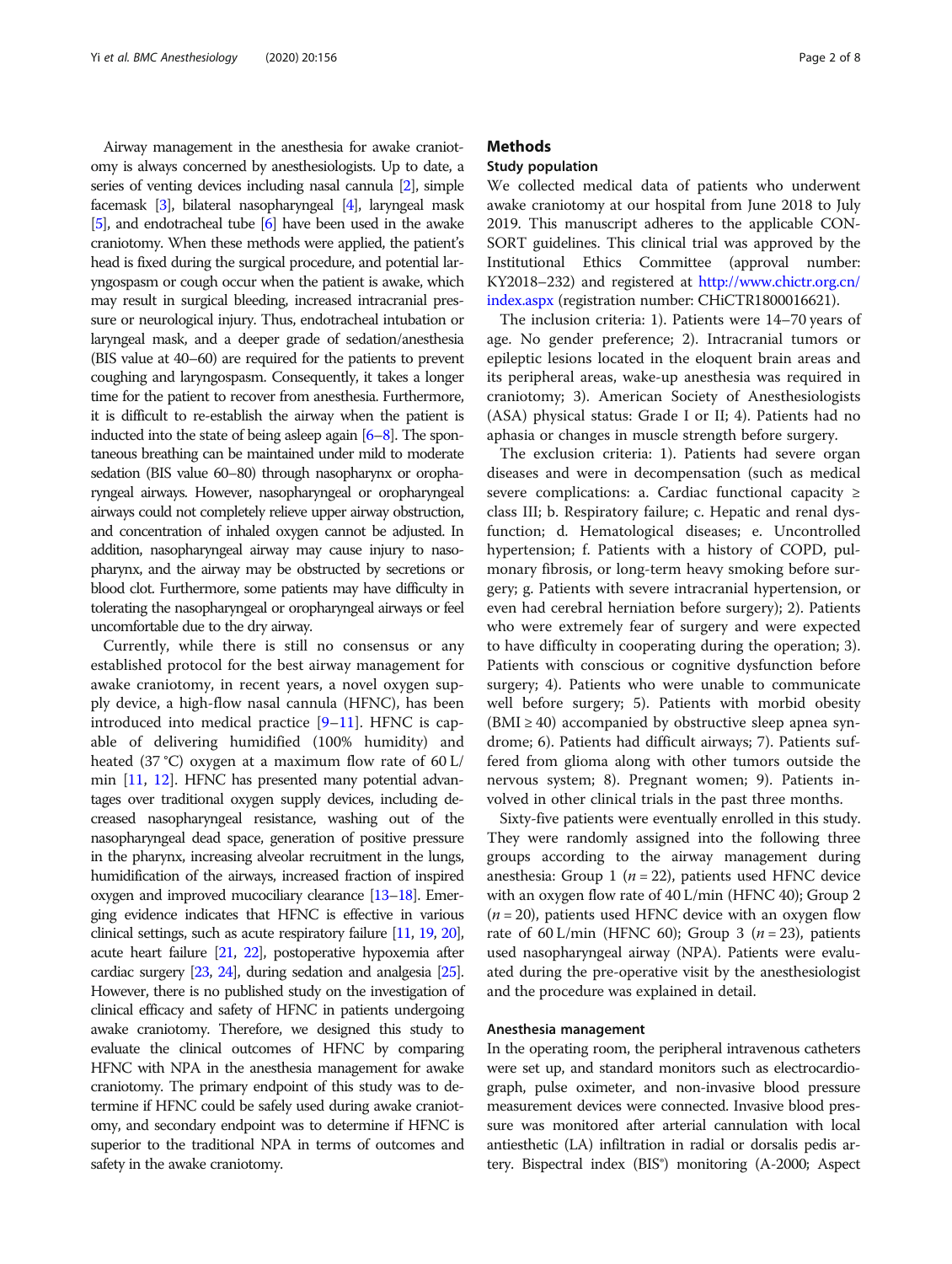Airway management in the anesthesia for awake craniotomy is always concerned by anesthesiologists. Up to date, a series of venting devices including nasal cannula [2], simple facemask [3], bilateral nasopharyngeal [4], laryngeal mask [5], and endotracheal tube [6] have been used in the awake craniotomy. When these methods were applied, the patient's head is fixed during the surgical procedure, and potential laryngospasm or cough occur when the patient is awake, which may result in surgical bleeding, increased intracranial pressure or neurological injury. Thus, endotracheal intubation or laryngeal mask, and a deeper grade of sedation/anesthesia (BIS value at 40–60) are required for the patients to prevent coughing and laryngospasm. Consequently, it takes a longer time for the patient to recover from anesthesia. Furthermore, it is difficult to re-establish the airway when the patient is inducted into the state of being asleep again [6–8]. The spontaneous breathing can be maintained under mild to moderate sedation (BIS value 60–80) through nasopharynx or oropharyngeal airways. However, nasopharyngeal or oropharyngeal airways could not completely relieve upper airway obstruction, and concentration of inhaled oxygen cannot be adjusted. In addition, nasopharyngeal airway may cause injury to nasopharynx, and the airway may be obstructed by secretions or blood clot. Furthermore, some patients may have difficulty in tolerating the nasopharyngeal or oropharyngeal airways or feel uncomfortable due to the dry airway.

Currently, while there is still no consensus or any established protocol for the best airway management for awake craniotomy, in recent years, a novel oxygen supply device, a high-flow nasal cannula (HFNC), has been introduced into medical practice [9–11]. HFNC is capable of delivering humidified (100% humidity) and heated (37 °C) oxygen at a maximum flow rate of 60 L/min [11, 12]. HFNC has presented many potential advantages over traditional oxygen supply devices, including decreased nasopharyngeal resistance, washing out of the nasopharyngeal dead space, generation of positive pressure in the pharynx, increasing alveolar recruitment in the lungs, humidification of the airways, increased fraction of inspired oxygen and improved mucociliary clearance [13–18]. Emerging evidence indicates that HFNC is effective in various clinical settings, such as acute respiratory failure [11, 19, 20], acute heart failure [21, 22], postoperative hypoxemia after cardiac surgery [23, 24], during sedation and analgesia [25]. However, there is no published study on the investigation of clinical efficacy and safety of HFNC in patients undergoing awake craniotomy. Therefore, we designed this study to evaluate the clinical outcomes of HFNC by comparing HFNC with NPA in the anesthesia management for awake craniotomy. The primary endpoint of this study was to determine if HFNC could be safely used during awake craniotomy, and secondary endpoint was to determine if HFNC is superior to the traditional NPA in terms of outcomes and safety in the awake craniotomy.

## Methods

### Study population

We collected medical data of patients who underwent awake craniotomy at our hospital from June 2018 to July 2019. This manuscript adheres to the applicable CONSORT guidelines. This clinical trial was approved by the Institutional Ethics Committee (approval number: KY2018–232) and registered at http://www.chictr.org.cn/index.aspx (registration number: CHiCTR1800016621).

The inclusion criteria: 1). Patients were 14–70 years of age. No gender preference; 2). Intracranial tumors or epileptic lesions located in the eloquent brain areas and its peripheral areas, wake-up anesthesia was required in craniotomy; 3). American Society of Anesthesiologists (ASA) physical status: Grade I or II; 4). Patients had no aphasia or changes in muscle strength before surgery.

The exclusion criteria: 1). Patients had severe organ diseases and were in decompensation (such as medical severe complications: a. Cardiac functional capacity ≥ class III; b. Respiratory failure; c. Hepatic and renal dysfunction; d. Hematological diseases; e. Uncontrolled hypertension; f. Patients with a history of COPD, pulmonary fibrosis, or long-term heavy smoking before surgery; g. Patients with severe intracranial hypertension, or even had cerebral herniation before surgery); 2). Patients who were extremely fear of surgery and were expected to have difficulty in cooperating during the operation; 3). Patients with conscious or cognitive dysfunction before surgery; 4). Patients who were unable to communicate well before surgery; 5). Patients with morbid obesity (BMI ≥ 40) accompanied by obstructive sleep apnea syndrome; 6). Patients had difficult airways; 7). Patients suffered from glioma along with other tumors outside the nervous system; 8). Pregnant women; 9). Patients involved in other clinical trials in the past three months.

Sixty-five patients were eventually enrolled in this study. They were randomly assigned into the following three groups according to the airway management during anesthesia: Group 1 ($n = 22$), patients used HFNC device with an oxygen flow rate of 40 L/min (HFNC 40); Group 2 ($n = 20$), patients used HFNC device with an oxygen flow rate of 60 L/min (HFNC 60); Group 3 ($n = 23$), patients used nasopharyngeal airway (NPA). Patients were evaluated during the pre-operative visit by the anesthesiologist and the procedure was explained in detail.

### Anesthesia management

In the operating room, the peripheral intravenous catheters were set up, and standard monitors such as electrocardiograph, pulse oximeter, and non-invasive blood pressure measurement devices were connected. Invasive blood pressure was monitored after arterial cannulation with local antiesthetic (LA) infiltration in radial or dorsalis pedis artery. Bispectral index (BIS®) monitoring (A-2000; Aspect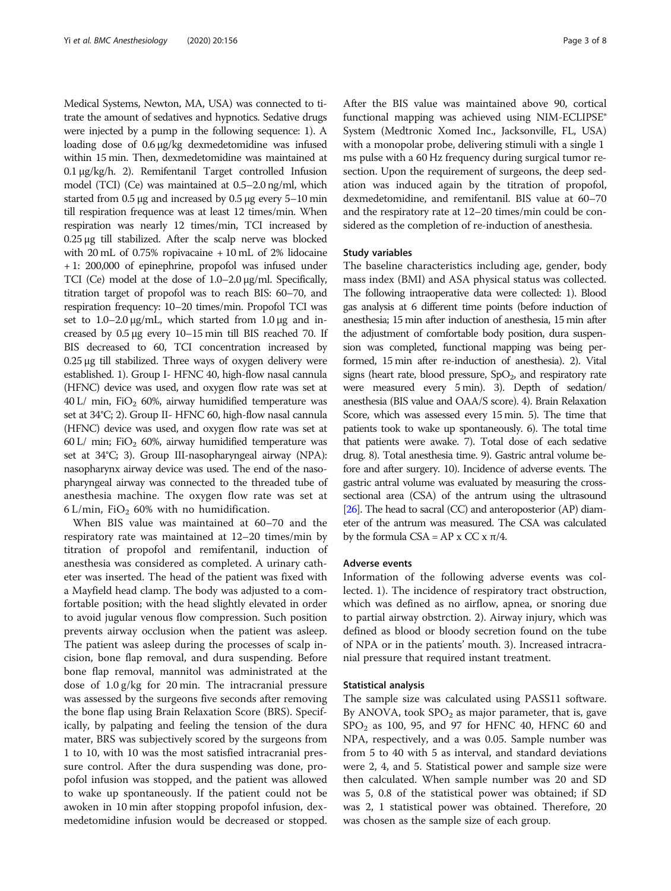Medical Systems, Newton, MA, USA) was connected to titrate the amount of sedatives and hypnotics. Sedative drugs were injected by a pump in the following sequence: 1). A loading dose of 0.6 μg/kg dexmedetomidine was infused within 15 min. Then, dexmedetomidine was maintained at 0.1 μg/kg/h. 2). Remifentanil Target controlled Infusion model (TCI) (Ce) was maintained at 0.5–2.0 ng/ml, which started from 0.5 μg and increased by 0.5 μg every 5–10 min till respiration frequence was at least 12 times/min. When respiration was nearly 12 times/min, TCI increased by 0.25 μg till stabilized. After the scalp nerve was blocked with 20 mL of 0.75% ropivacaine + 10 mL of 2% lidocaine + 1: 200,000 of epinephrine, propofol was infused under TCI (Ce) model at the dose of 1.0–2.0 μg/ml. Specifically, titration target of propofol was to reach BIS: 60–70, and respiration frequency: 10–20 times/min. Propofol TCI was set to 1.0–2.0 μg/mL, which started from 1.0 μg and increased by 0.5 μg every 10–15 min till BIS reached 70. If BIS decreased to 60, TCI concentration increased by 0.25 μg till stabilized. Three ways of oxygen delivery were established. 1). Group I- HFNC 40, high-flow nasal cannula (HFNC) device was used, and oxygen flow rate was set at 40 L/ min, $FiO_2$ 60%, airway humidified temperature was set at 34°C; 2). Group II- HFNC 60, high-flow nasal cannula (HFNC) device was used, and oxygen flow rate was set at 60 L/ min; $FiO_2$ 60%, airway humidified temperature was set at 34°C; 3). Group III-nasopharyngeal airway (NPA): nasopharynx airway device was used. The end of the nasopharyngeal airway was connected to the threaded tube of anesthesia machine. The oxygen flow rate was set at 6 L/min, $FiO_2$ 60% with no humidification.

When BIS value was maintained at 60–70 and the respiratory rate was maintained at 12–20 times/min by titration of propofol and remifentanil, induction of anesthesia was considered as completed. A urinary catheter was inserted. The head of the patient was fixed with a Mayfield head clamp. The body was adjusted to a comfortable position; with the head slightly elevated in order to avoid jugular venous flow compression. Such position prevents airway occlusion when the patient was asleep. The patient was asleep during the processes of scalp incision, bone flap removal, and dura suspending. Before bone flap removal, mannitol was administrated at the dose of 1.0 g/kg for 20 min. The intracranial pressure was assessed by the surgeons five seconds after removing the bone flap using Brain Relaxation Score (BRS). Specifically, by palpating and feeling the tension of the dura mater, BRS was subjectively scored by the surgeons from 1 to 10, with 10 was the most satisfied intracranial pressure control. After the dura suspending was done, propofol infusion was stopped, and the patient was allowed to wake up spontaneously. If the patient could not be awoken in 10 min after stopping propofol infusion, dexmedetomidine infusion would be decreased or stopped. After the BIS value was maintained above 90, cortical functional mapping was achieved using NIM-ECLIPSE® System (Medtronic Xomed Inc., Jacksonville, FL, USA) with a monopolar probe, delivering stimuli with a single 1 ms pulse with a 60 Hz frequency during surgical tumor resection. Upon the requirement of surgeons, the deep sedation was induced again by the titration of propofol, dexmedetomidine, and remifentanil. BIS value at 60–70 and the respiratory rate at 12–20 times/min could be considered as the completion of re-induction of anesthesia.

### Study variables

The baseline characteristics including age, gender, body mass index (BMI) and ASA physical status was collected. The following intraoperative data were collected: 1). Blood gas analysis at 6 different time points (before induction of anesthesia; 15 min after induction of anesthesia, 15 min after the adjustment of comfortable body position, dura suspension was completed, functional mapping was being performed, 15 min after re-induction of anesthesia). 2). Vital signs (heart rate, blood pressure, $SpO_2$, and respiratory rate were measured every 5 min). 3). Depth of sedation/ anesthesia (BIS value and OAA/S score). 4). Brain Relaxation Score, which was assessed every 15 min. 5). The time that patients took to wake up spontaneously. 6). The total time that patients were awake. 7). Total dose of each sedative drug. 8). Total anesthesia time. 9). Gastric antral volume before and after surgery. 10). Incidence of adverse events. The gastric antral volume was evaluated by measuring the cross-sectional area (CSA) of the antrum using the ultrasound [26]. The head to sacral (CC) and anteroposterior (AP) diameter of the antrum was measured. The CSA was calculated by the formula $CSA = AP \times CC \times \pi/4$.

### Adverse events

Information of the following adverse events was collected. 1). The incidence of respiratory tract obstruction, which was defined as no airflow, apnea, or snoring due to partial airway obstrction. 2). Airway injury, which was defined as blood or bloody secretion found on the tube of NPA or in the patients' mouth. 3). Increased intracranial pressure that required instant treatment.

### Statistical analysis

The sample size was calculated using PASS11 software. By ANOVA, took $SPO_2$ as major parameter, that is, gave $SPO_2$ as 100, 95, and 97 for HFNC 40, HFNC 60 and NPA, respectively, and a was 0.05. Sample number was from 5 to 40 with 5 as interval, and standard deviations were 2, 4, and 5. Statistical power and sample size were then calculated. When sample number was 20 and SD was 5, 0.8 of the statistical power was obtained; if SD was 2, 1 statistical power was obtained. Therefore, 20 was chosen as the sample size of each group.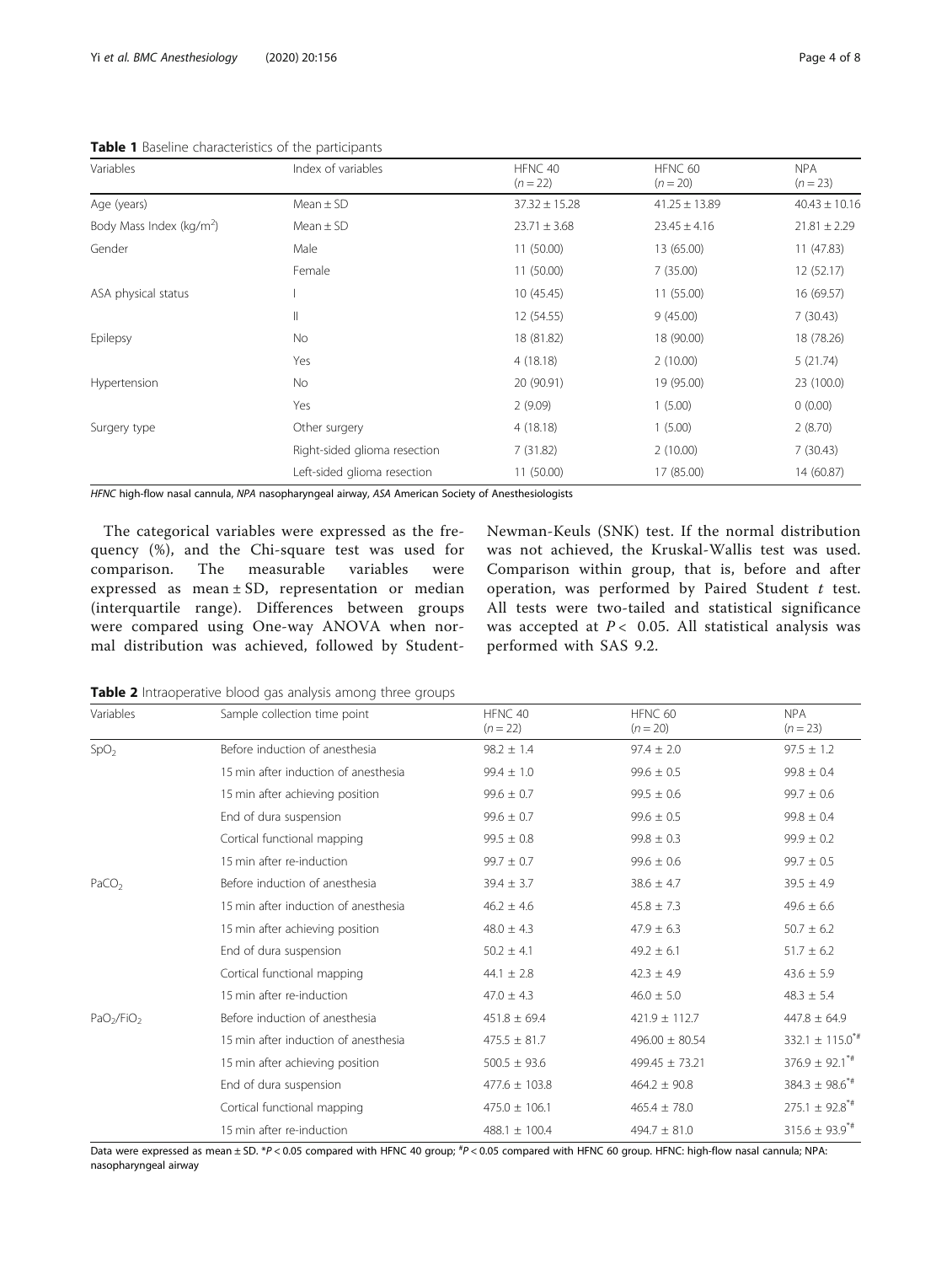**Table 1** Baseline characteristics of the participants

| Variables | Index of variables | HFNC 40 ($n = 22$) | HFNC 60 ($n = 20$) | NPA ($n = 23$) |
|---|---|---|---|---|
| Age (years) | Mean ± SD | 37.32 ± 15.28 | 41.25 ± 13.89 | 40.43 ± 10.16 |
| Body Mass Index ($kg/m^2$) | Mean ± SD | 23.71 ± 3.68 | 23.45 ± 4.16 | 21.81 ± 2.29 |
| Gender | Male | 11 (50.00) | 13 (65.00) | 11 (47.83) |
| | Female | 11 (50.00) | 7 (35.00) | 12 (52.17) |
| ASA physical status | I | 10 (45.45) | 11 (55.00) | 16 (69.57) |
| | II | 12 (54.55) | 9 (45.00) | 7 (30.43) |
| Epilepsy | No | 18 (81.82) | 18 (90.00) | 18 (78.26) |
| | Yes | 4 (18.18) | 2 (10.00) | 5 (21.74) |
| Hypertension | No | 20 (90.91) | 19 (95.00) | 23 (100.0) |
| | Yes | 2 (9.09) | 1 (5.00) | 0 (0.00) |
| Surgery type | Other surgery | 4 (18.18) | 1 (5.00) | 2 (8.70) |
| | Right-sided glioma resection | 7 (31.82) | 2 (10.00) | 7 (30.43) |
| | Left-sided glioma resection | 11 (50.00) | 17 (85.00) | 14 (60.87) |

*HFNC* high-flow nasal cannula, *NPA* nasopharyngeal airway, *ASA* American Society of Anesthesiologists

The categorical variables were expressed as the frequency (%), and the Chi-square test was used for comparison. The measurable variables were expressed as mean ± SD, representation or median (interquartile range). Differences between groups were compared using One-way ANOVA when normal distribution was achieved, followed by Student-Newman-Keuls (SNK) test. If the normal distribution was not achieved, the Kruskal-Wallis test was used. Comparison within group, that is, before and after operation, was performed by Paired Student *t* test. All tests were two-tailed and statistical significance was accepted at $P < 0.05$. All statistical analysis was performed with SAS 9.2.

**Table 2** Intraoperative blood gas analysis among three groups

| Variables | Sample collection time point | HFNC 40 ($n = 22$) | HFNC 60 ($n = 20$) | NPA ($n = 23$) |
|---|---|---|---|---|
| $SpO_2$ | Before induction of anesthesia | 98.2 ± 1.4 | 97.4 ± 2.0 | 97.5 ± 1.2 |
| | 15 min after induction of anesthesia | 99.4 ± 1.0 | 99.6 ± 0.5 | 99.8 ± 0.4 |
| | 15 min after achieving position | 99.6 ± 0.7 | 99.5 ± 0.6 | 99.7 ± 0.6 |
| | End of dura suspension | 99.6 ± 0.7 | 99.6 ± 0.5 | 99.8 ± 0.4 |
| | Cortical functional mapping | 99.5 ± 0.8 | 99.8 ± 0.3 | 99.9 ± 0.2 |
| | 15 min after re-induction | 99.7 ± 0.7 | 99.6 ± 0.6 | 99.7 ± 0.5 |
| $PaCO_2$ | Before induction of anesthesia | 39.4 ± 3.7 | 38.6 ± 4.7 | 39.5 ± 4.9 |
| | 15 min after induction of anesthesia | 46.2 ± 4.6 | 45.8 ± 7.3 | 49.6 ± 6.6 |
| | 15 min after achieving position | 48.0 ± 4.3 | 47.9 ± 6.3 | 50.7 ± 6.2 |
| | End of dura suspension | 50.2 ± 4.1 | 49.2 ± 6.1 | 51.7 ± 6.2 |
| | Cortical functional mapping | 44.1 ± 2.8 | 42.3 ± 4.9 | 43.6 ± 5.9 |
| | 15 min after re-induction | 47.0 ± 4.3 | 46.0 ± 5.0 | 48.3 ± 5.4 |
| $PaO_2/FiO_2$ | Before induction of anesthesia | 451.8 ± 69.4 | 421.9 ± 112.7 | 447.8 ± 64.9 |
| | 15 min after induction of anesthesia | 475.5 ± 81.7 | 496.00 ± 80.54 | 332.1 ± 115.0*# |
| | 15 min after achieving position | 500.5 ± 93.6 | 499.45 ± 73.21 | 376.9 ± 92.1*# |
| | End of dura suspension | 477.6 ± 103.8 | 464.2 ± 90.8 | 384.3 ± 98.6*# |
| | Cortical functional mapping | 475.0 ± 106.1 | 465.4 ± 78.0 | 275.1 ± 92.8*# |
| | 15 min after re-induction | 488.1 ± 100.4 | 494.7 ± 81.0 | 315.6 ± 93.9*# |

Data were expressed as mean ± SD. *$P < 0.05$ compared with HFNC 40 group; #$P < 0.05$ compared with HFNC 60 group. HFNC: high-flow nasal cannula; NPA: nasopharyngeal airway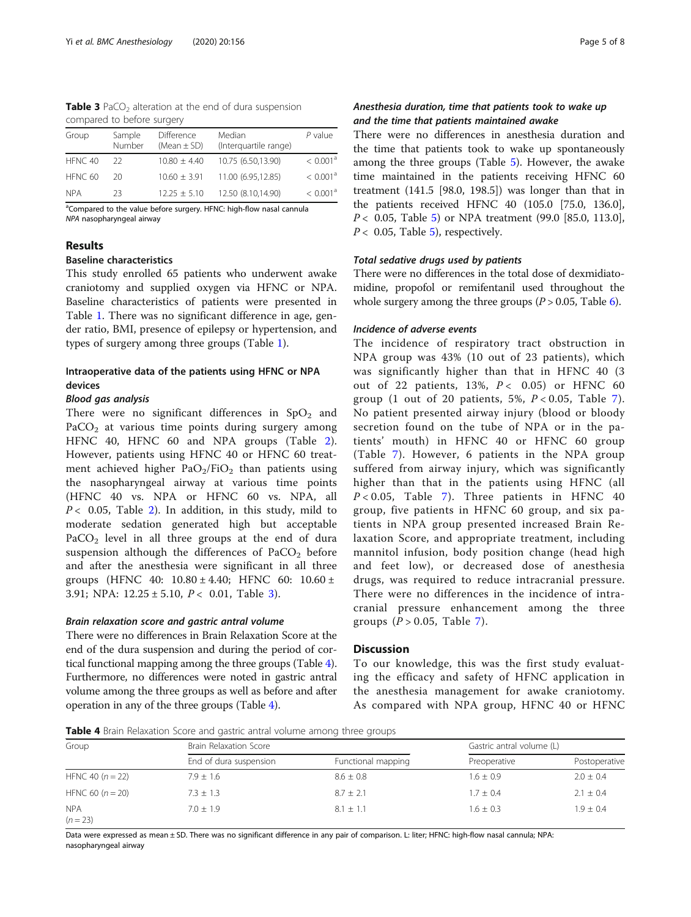**Table 3** $PaCO_2$ alteration at the end of dura suspension compared to before surgery

| Group | Sample Number | Difference (Mean ± SD) | Median (Interquartile range) | P value |
|---|---|---|---|---|
| HFNC 40 | 22 | 10.80 ± 4.40 | 10.75 (6.50,13.90) | < 0.001[a] |
| HFNC 60 | 20 | 10.60 ± 3.91 | 11.00 (6.95,12.85) | < 0.001[a] |
| NPA | 23 | 12.25 ± 5.10 | 12.50 (8.10,14.90) | < 0.001[a] |

[a]Compared to the value before surgery. HFNC: high-flow nasal cannula
*NPA* nasopharyngeal airway

## Results

### Baseline characteristics

This study enrolled 65 patients who underwent awake craniotomy and supplied oxygen via HFNC or NPA. Baseline characteristics of patients were presented in Table 1. There was no significant difference in age, gender ratio, BMI, presence of epilepsy or hypertension, and types of surgery among three groups (Table 1).

### Intraoperative data of the patients using HFNC or NPA devices

#### *Blood gas analysis*

There were no significant differences in $SpO_2$ and $PaCO_2$ at various time points during surgery among HFNC 40, HFNC 60 and NPA groups (Table 2). However, patients using HFNC 40 or HFNC 60 treatment achieved higher $PaO_2/FiO_2$ than patients using the nasopharyngeal airway at various time points (HFNC 40 vs. NPA or HFNC 60 vs. NPA, all $P < 0.05$, Table 2). In addition, in this study, mild to moderate sedation generated high but acceptable $PaCO_2$ level in all three groups at the end of dura suspension although the differences of $PaCO_2$ before and after the anesthesia were significant in all three groups (HFNC 40: 10.80 ± 4.40; HFNC 60: 10.60 ± 3.91; NPA: 12.25 ± 5.10, $P < 0.01$, Table 3).

#### *Brain relaxation score and gastric antral volume*

There were no differences in Brain Relaxation Score at the end of the dura suspension and during the period of cortical functional mapping among the three groups (Table 4). Furthermore, no differences were noted in gastric antral volume among the three groups as well as before and after operation in any of the three groups (Table 4).

#### *Anesthesia duration, time that patients took to wake up and the time that patients maintained awake*

There were no differences in anesthesia duration and the time that patients took to wake up spontaneously among the three groups (Table 5). However, the awake time maintained in the patients receiving HFNC 60 treatment (141.5 [98.0, 198.5]) was longer than that in the patients received HFNC 40 (105.0 [75.0, 136.0], $P < 0.05$, Table 5) or NPA treatment (99.0 [85.0, 113.0], $P < 0.05$, Table 5), respectively.

#### *Total sedative drugs used by patients*

There were no differences in the total dose of dexmidiatomidine, propofol or remifentanil used throughout the whole surgery among the three groups ($P > 0.05$, Table 6).

#### *Incidence of adverse events*

The incidence of respiratory tract obstruction in NPA group was 43% (10 out of 23 patients), which was significantly higher than that in HFNC 40 (3 out of 22 patients, 13%, $P < 0.05$) or HFNC 60 group (1 out of 20 patients, 5%, $P < 0.05$, Table 7). No patient presented airway injury (blood or bloody secretion found on the tube of NPA or in the patients' mouth) in HFNC 40 or HFNC 60 group (Table 7). However, 6 patients in the NPA group suffered from airway injury, which was significantly higher than that in the patients using HFNC (all $P < 0.05$, Table 7). Three patients in HFNC 40 group, five patients in HFNC 60 group, and six patients in NPA group presented increased Brain Relaxation Score, and appropriate treatment, including mannitol infusion, body position change (head high and feet low), or decreased dose of anesthesia drugs, was required to reduce intracranial pressure. There were no differences in the incidence of intracranial pressure enhancement among the three groups ($P > 0.05$, Table 7).

## Discussion

To our knowledge, this was the first study evaluating the efficacy and safety of HFNC application in the anesthesia management for awake craniotomy. As compared with NPA group, HFNC 40 or HFNC

**Table 4** Brain Relaxation Score and gastric antral volume among three groups

| Group | Brain Relaxation Score | | Gastric antral volume (L) | |
|---|---|---|---|---|
| | End of dura suspension | Functional mapping | Preoperative | Postoperative |
| HFNC 40 (n = 22) | 7.9 ± 1.6 | 8.6 ± 0.8 | 1.6 ± 0.9 | 2.0 ± 0.4 |
| HFNC 60 (n = 20) | 7.3 ± 1.3 | 8.7 ± 2.1 | 1.7 ± 0.4 | 2.1 ± 0.4 |
| NPA (n = 23) | 7.0 ± 1.9 | 8.1 ± 1.1 | 1.6 ± 0.3 | 1.9 ± 0.4 |

Data were expressed as mean ± SD. There was no significant difference in any pair of comparison. L: liter; HFNC: high-flow nasal cannula; NPA: nasopharyngeal airway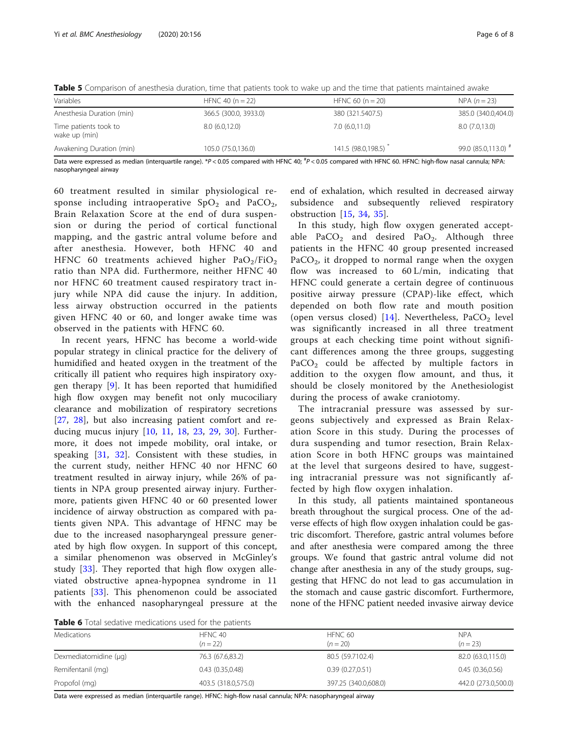**Table 5** Comparison of anesthesia duration, time that patients took to wake up and the time that patients maintained awake

| Variables | HFNC 40 (n = 22) | HFNC 60 (n = 20) | NPA (n = 23) |
| --- | --- | --- | --- |
| Anesthesia Duration (min) | 366.5 (300.0, 3933.0) | 380 (321.5407.5) | 385.0 (340.0,404.0) |
| Time patients took to wake up (min) | 8.0 (6.0,12.0) | 7.0 (6.0,11.0) | 8.0 (7.0,13.0) |
| Awakening Duration (min) | 105.0 (75.0,136.0) | 141.5 (98.0,198.5) * | 99.0 (85.0,113.0) # |

Data were expressed as median (interquartile range). *$P < 0.05$ compared with HFNC 40; #$P < 0.05$ compared with HFNC 60. HFNC: high-flow nasal cannula; NPA: nasopharyngeal airway

60 treatment resulted in similar physiological response including intraoperative $SpO_2$ and $PaCO_2$, Brain Relaxation Score at the end of dura suspension or during the period of cortical functional mapping, and the gastric antral volume before and after anesthesia. However, both HFNC 40 and HFNC 60 treatments achieved higher $PaO_2/FiO_2$ ratio than NPA did. Furthermore, neither HFNC 40 nor HFNC 60 treatment caused respiratory tract injury while NPA did cause the injury. In addition, less airway obstruction occurred in the patients given HFNC 40 or 60, and longer awake time was observed in the patients with HFNC 60.

In recent years, HFNC has become a world-wide popular strategy in clinical practice for the delivery of humidified and heated oxygen in the treatment of the critically ill patient who requires high inspiratory oxygen therapy [9]. It has been reported that humidified high flow oxygen may benefit not only mucociliary clearance and mobilization of respiratory secretions [27, 28], but also increasing patient comfort and reducing mucus injury [10, 11, 18, 23, 29, 30]. Furthermore, it does not impede mobility, oral intake, or speaking [31, 32]. Consistent with these studies, in the current study, neither HFNC 40 nor HFNC 60 treatment resulted in airway injury, while 26% of patients in NPA group presented airway injury. Furthermore, patients given HFNC 40 or 60 presented lower incidence of airway obstruction as compared with patients given NPA. This advantage of HFNC may be due to the increased nasopharyngeal pressure generated by high flow oxygen. In support of this concept, a similar phenomenon was observed in McGinley's study [33]. They reported that high flow oxygen alleviated obstructive apnea-hypopnea syndrome in 11 patients [33]. This phenomenon could be associated with the enhanced nasopharyngeal pressure at the end of exhalation, which resulted in decreased airway subsidence and subsequently relieved respiratory obstruction [15, 34, 35].

In this study, high flow oxygen generated acceptable $PaCO_2$ and desired $PaO_2$. Although three patients in the HFNC 40 group presented increased $PaCO_2$, it dropped to normal range when the oxygen flow was increased to 60 L/min, indicating that HFNC could generate a certain degree of continuous positive airway pressure (CPAP)-like effect, which depended on both flow rate and mouth position (open versus closed) [14]. Nevertheless, $PaCO_2$ level was significantly increased in all three treatment groups at each checking time point without significant differences among the three groups, suggesting $PaCO_2$ could be affected by multiple factors in addition to the oxygen flow amount, and thus, it should be closely monitored by the Anethesiologist during the process of awake craniotomy.

The intracranial pressure was assessed by surgeons subjectively and expressed as Brain Relaxation Score in this study. During the processes of dura suspending and tumor resection, Brain Relaxation Score in both HFNC groups was maintained at the level that surgeons desired to have, suggesting intracranial pressure was not significantly affected by high flow oxygen inhalation.

In this study, all patients maintained spontaneous breath throughout the surgical process. One of the adverse effects of high flow oxygen inhalation could be gastric discomfort. Therefore, gastric antral volumes before and after anesthesia were compared among the three groups. We found that gastric antral volume did not change after anesthesia in any of the study groups, suggesting that HFNC do not lead to gas accumulation in the stomach and cause gastric discomfort. Furthermore, none of the HFNC patient needed invasive airway device

**Table 6** Total sedative medications used for the patients

| Medications | HFNC 40 ($n = 22$) | HFNC 60 ($n = 20$) | NPA ($n = 23$) |
| --- | --- | --- | --- |
| Dexmediatomidine (μg) | 76.3 (67.6,83.2) | 80.5 (59.7102.4) | 82.0 (63.0,115.0) |
| Remifentanil (mg) | 0.43 (0.35,0.48) | 0.39 (0.27,0.51) | 0.45 (0.36,0.56) |
| Propofol (mg) | 403.5 (318.0,575.0) | 397.25 (340.0,608.0) | 442.0 (273.0,500.0) |

Data were expressed as median (interquartile range). HFNC: high-flow nasal cannula; NPA: nasopharyngeal airway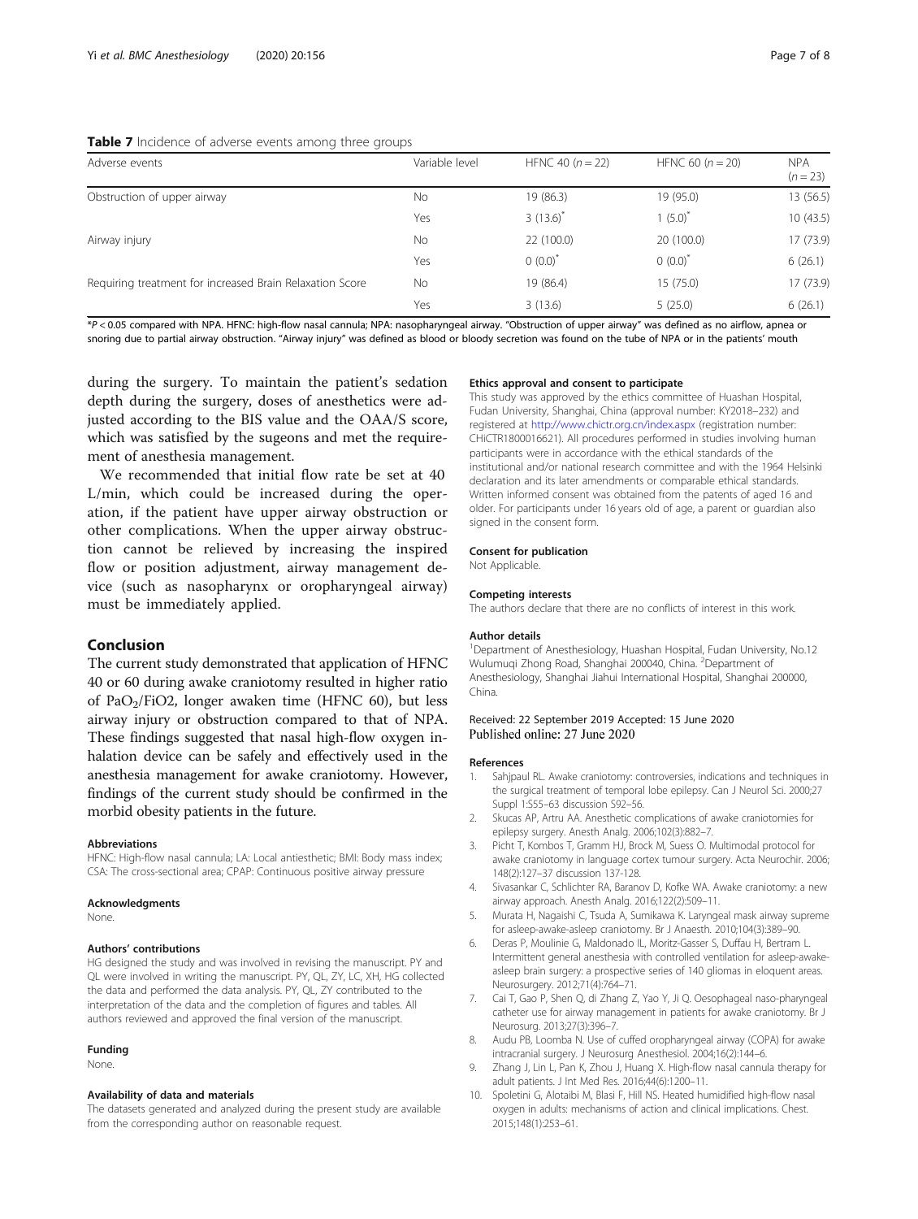**Table 7** Incidence of adverse events among three groups

| Adverse events | Variable level | HFNC 40 (*n* = 22) | HFNC 60 (*n* = 20) | NPA (*n* = 23) |
|---|---|---|---|---|
| Obstruction of upper airway | No | 19 (86.3) | 19 (95.0) | 13 (56.5) |
| | Yes | 3 (13.6)* | 1 (5.0)* | 10 (43.5) |
| Airway injury | No | 22 (100.0) | 20 (100.0) | 17 (73.9) |
| | Yes | 0 (0.0)* | 0 (0.0)* | 6 (26.1) |
| Requiring treatment for increased Brain Relaxation Score | No | 19 (86.4) | 15 (75.0) | 17 (73.9) |
| | Yes | 3 (13.6) | 5 (25.0) | 6 (26.1) |

*$P < 0.05$ compared with NPA. HFNC: high-flow nasal cannula; NPA: nasopharyngeal airway. "Obstruction of upper airway" was defined as no airflow, apnea or snoring due to partial airway obstruction. "Airway injury" was defined as blood or bloody secretion was found on the tube of NPA or in the patients' mouth

during the surgery. To maintain the patient's sedation depth during the surgery, doses of anesthetics were adjusted according to the BIS value and the OAA/S score, which was satisfied by the sugeons and met the requirement of anesthesia management.

We recommended that initial flow rate be set at 40 L/min, which could be increased during the operation, if the patient have upper airway obstruction or other complications. When the upper airway obstruction cannot be relieved by increasing the inspired flow or position adjustment, airway management device (such as nasopharynx or oropharyngeal airway) must be immediately applied.

## Conclusion

The current study demonstrated that application of HFNC 40 or 60 during awake craniotomy resulted in higher ratio of $PaO_2$/FiO2, longer awaken time (HFNC 60), but less airway injury or obstruction compared to that of NPA. These findings suggested that nasal high-flow oxygen inhalation device can be safely and effectively used in the anesthesia management for awake craniotomy. However, findings of the current study should be confirmed in the morbid obesity patients in the future.

#### Abbreviations

HFNC: High-flow nasal cannula; LA: Local antiesthetic; BMI: Body mass index; CSA: The cross-sectional area; CPAP: Continuous positive airway pressure

#### Acknowledgments

None.

#### Authors' contributions

HG designed the study and was involved in revising the manuscript. PY and QL were involved in writing the manuscript. PY, QL, ZY, LC, XH, HG collected the data and performed the data analysis. PY, QL, ZY contributed to the interpretation of the data and the completion of figures and tables. All authors reviewed and approved the final version of the manuscript.

#### Funding

None.

#### Availability of data and materials

The datasets generated and analyzed during the present study are available from the corresponding author on reasonable request.

#### Ethics approval and consent to participate

This study was approved by the ethics committee of Huashan Hospital, Fudan University, Shanghai, China (approval number: KY2018–232) and registered at http://www.chictr.org.cn/index.aspx (registration number: CHiCTR1800016621). All procedures performed in studies involving human participants were in accordance with the ethical standards of the institutional and/or national research committee and with the 1964 Helsinki declaration and its later amendments or comparable ethical standards. Written informed consent was obtained from the patents of aged 16 and older. For participants under 16 years old of age, a parent or guardian also signed in the consent form.

#### Consent for publication

Not Applicable.

#### Competing interests

The authors declare that there are no conflicts of interest in this work.

#### Author details

[1]Department of Anesthesiology, Huashan Hospital, Fudan University, No.12 Wulumuqi Zhong Road, Shanghai 200040, China. [2]Department of Anesthesiology, Shanghai Jiahui International Hospital, Shanghai 200000, China.

Received: 22 September 2019 Accepted: 15 June 2020
Published online: 27 June 2020

#### References

1. Sahjpaul RL. Awake craniotomy: controversies, indications and techniques in the surgical treatment of temporal lobe epilepsy. Can J Neurol Sci. 2000;27 Suppl 1:S55–63 discussion S92–56.
2. Skucas AP, Artru AA. Anesthetic complications of awake craniotomies for epilepsy surgery. Anesth Analg. 2006;102(3):882–7.
3. Picht T, Kombos T, Gramm HJ, Brock M, Suess O. Multimodal protocol for awake craniotomy in language cortex tumour surgery. Acta Neurochir. 2006; 148(2):127–37 discussion 137-128.
4. Sivasankar C, Schlichter RA, Baranov D, Kofke WA. Awake craniotomy: a new airway approach. Anesth Analg. 2016;122(2):509–11.
5. Murata H, Nagaishi C, Tsuda A, Sumikawa K. Laryngeal mask airway supreme for asleep-awake-asleep craniotomy. Br J Anaesth. 2010;104(3):389–90.
6. Deras P, Moulinie G, Maldonado IL, Moritz-Gasser S, Duffau H, Bertram L. Intermittent general anesthesia with controlled ventilation for asleep-awake-asleep brain surgery: a prospective series of 140 gliomas in eloquent areas. Neurosurgery. 2012;71(4):764–71.
7. Cai T, Gao P, Shen Q, di Zhang Z, Yao Y, Ji Q. Oesophageal naso-pharyngeal catheter use for airway management in patients for awake craniotomy. Br J Neurosurg. 2013;27(3):396–7.
8. Audu PB, Loomba N. Use of cuffed oropharyngeal airway (COPA) for awake intracranial surgery. J Neurosurg Anesthesiol. 2004;16(2):144–6.
9. Zhang J, Lin L, Pan K, Zhou J, Huang X. High-flow nasal cannula therapy for adult patients. J Int Med Res. 2016;44(6):1200–11.
10. Spoletini G, Alotaibi M, Blasi F, Hill NS. Heated humidified high-flow nasal oxygen in adults: mechanisms of action and clinical implications. Chest. 2015;148(1):253–61.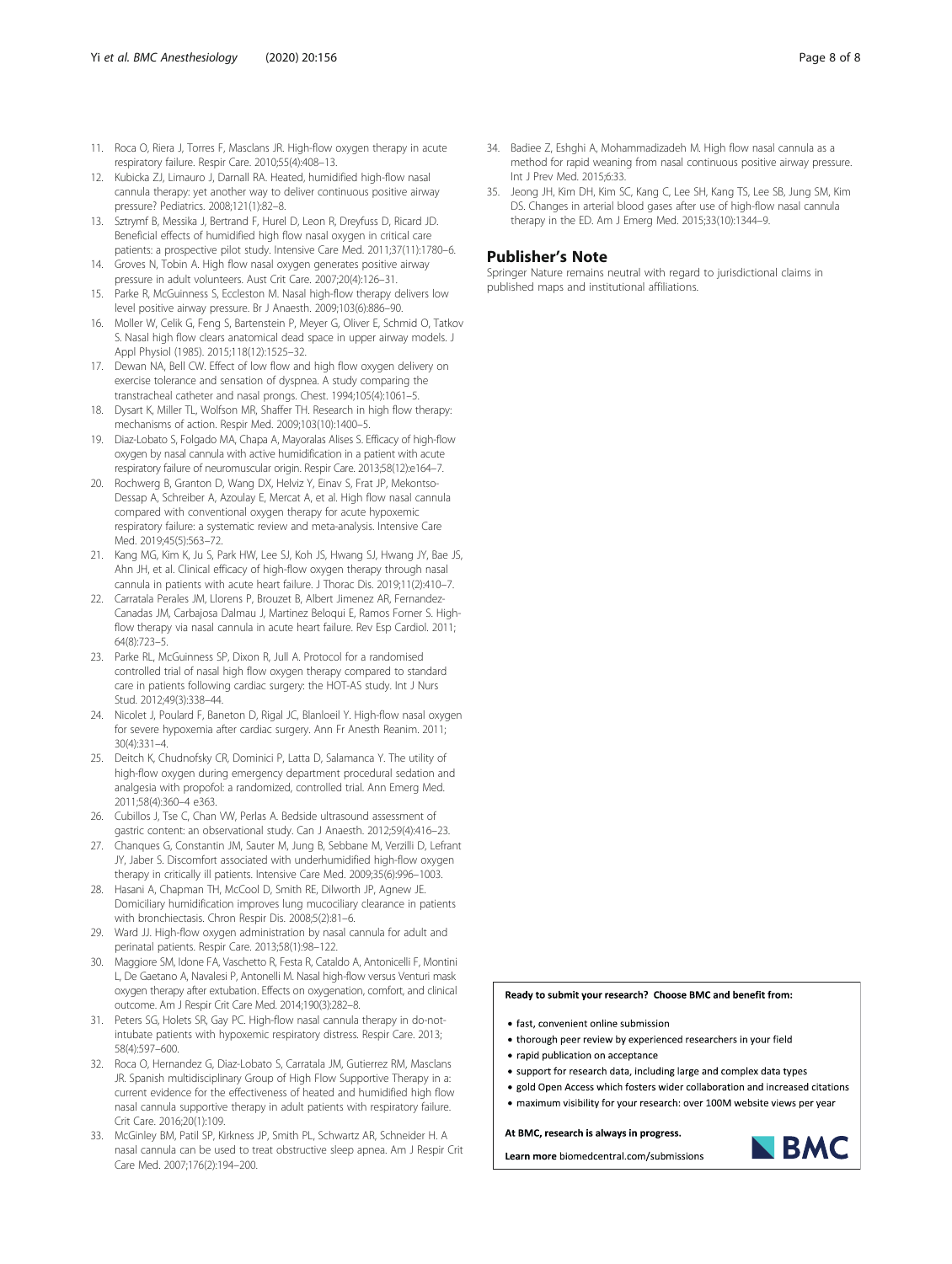11. Roca O, Riera J, Torres F, Masclans JR. High-flow oxygen therapy in acute respiratory failure. Respir Care. 2010;55(4):408–13.
12. Kubicka ZJ, Limauro J, Darnall RA. Heated, humidified high-flow nasal cannula therapy: yet another way to deliver continuous positive airway pressure? Pediatrics. 2008;121(1):82–8.
13. Sztrymf B, Messika J, Bertrand F, Hurel D, Leon R, Dreyfuss D, Ricard JD. Beneficial effects of humidified high flow nasal oxygen in critical care patients: a prospective pilot study. Intensive Care Med. 2011;37(11):1780–6.
14. Groves N, Tobin A. High flow nasal oxygen generates positive airway pressure in adult volunteers. Aust Crit Care. 2007;20(4):126–31.
15. Parke R, McGuinness S, Eccleston M. Nasal high-flow therapy delivers low level positive airway pressure. Br J Anaesth. 2009;103(6):886–90.
16. Moller W, Celik G, Feng S, Bartenstein P, Meyer G, Oliver E, Schmid O, Tatkov S. Nasal high flow clears anatomical dead space in upper airway models. J Appl Physiol (1985). 2015;118(12):1525–32.
17. Dewan NA, Bell CW. Effect of low flow and high flow oxygen delivery on exercise tolerance and sensation of dyspnea. A study comparing the transtracheal catheter and nasal prongs. Chest. 1994;105(4):1061–5.
18. Dysart K, Miller TL, Wolfson MR, Shaffer TH. Research in high flow therapy: mechanisms of action. Respir Med. 2009;103(10):1400–5.
19. Diaz-Lobato S, Folgado MA, Chapa A, Mayoralas Alises S. Efficacy of high-flow oxygen by nasal cannula with active humidification in a patient with acute respiratory failure of neuromuscular origin. Respir Care. 2013;58(12):e164–7.
20. Rochwerg B, Granton D, Wang DX, Helviz Y, Einav S, Frat JP, Mekontso-Dessap A, Schreiber A, Azoulay E, Mercat A, et al. High flow nasal cannula compared with conventional oxygen therapy for acute hypoxemic respiratory failure: a systematic review and meta-analysis. Intensive Care Med. 2019;45(5):563–72.
21. Kang MG, Kim K, Ju S, Park HW, Lee SJ, Koh JS, Hwang SJ, Hwang JY, Bae JS, Ahn JH, et al. Clinical efficacy of high-flow oxygen therapy through nasal cannula in patients with acute heart failure. J Thorac Dis. 2019;11(2):410–7.
22. Carratala Perales JM, Llorens P, Brouzet B, Albert Jimenez AR, Fernandez-Canadas JM, Carbajosa Dalmau J, Martinez Beloqui E, Ramos Forner S. High-flow therapy via nasal cannula in acute heart failure. Rev Esp Cardiol. 2011; 64(8):723–5.
23. Parke RL, McGuinness SP, Dixon R, Jull A. Protocol for a randomised controlled trial of nasal high flow oxygen therapy compared to standard care in patients following cardiac surgery: the HOT-AS study. Int J Nurs Stud. 2012;49(3):338–44.
24. Nicolet J, Poulard F, Baneton D, Rigal JC, Blanloeil Y. High-flow nasal oxygen for severe hypoxemia after cardiac surgery. Ann Fr Anesth Reanim. 2011; 30(4):331–4.
25. Deitch K, Chudnofsky CR, Dominici P, Latta D, Salamanca Y. The utility of high-flow oxygen during emergency department procedural sedation and analgesia with propofol: a randomized, controlled trial. Ann Emerg Med. 2011;58(4):360–4 e363.
26. Cubillos J, Tse C, Chan VW, Perlas A. Bedside ultrasound assessment of gastric content: an observational study. Can J Anaesth. 2012;59(4):416–23.
27. Chanques G, Constantin JM, Sauter M, Jung B, Sebbane M, Verzilli D, Lefrant JY, Jaber S. Discomfort associated with underhumidified high-flow oxygen therapy in critically ill patients. Intensive Care Med. 2009;35(6):996–1003.
28. Hasani A, Chapman TH, McCool D, Smith RE, Dilworth JP, Agnew JE. Domiciliary humidification improves lung mucociliary clearance in patients with bronchiectasis. Chron Respir Dis. 2008;5(2):81–6.
29. Ward JJ. High-flow oxygen administration by nasal cannula for adult and perinatal patients. Respir Care. 2013;58(1):98–122.
30. Maggiore SM, Idone FA, Vaschetto R, Festa R, Cataldo A, Antonicelli F, Montini L, De Gaetano A, Navalesi P, Antonelli M. Nasal high-flow versus Venturi mask oxygen therapy after extubation. Effects on oxygenation, comfort, and clinical outcome. Am J Respir Crit Care Med. 2014;190(3):282–8.
31. Peters SG, Holets SR, Gay PC. High-flow nasal cannula therapy in do-not-intubate patients with hypoxemic respiratory distress. Respir Care. 2013; 58(4):597–600.
32. Roca O, Hernandez G, Diaz-Lobato S, Carratala JM, Gutierrez RM, Masclans JR. Spanish multidisciplinary Group of High Flow Supportive Therapy in a: current evidence for the effectiveness of heated and humidified high flow nasal cannula supportive therapy in adult patients with respiratory failure. Crit Care. 2016;20(1):109.
33. McGinley BM, Patil SP, Kirkness JP, Smith PL, Schwartz AR, Schneider H. A nasal cannula can be used to treat obstructive sleep apnea. Am J Respir Crit Care Med. 2007;176(2):194–200.
34. Badiee Z, Eshghi A, Mohammadizadeh M. High flow nasal cannula as a method for rapid weaning from nasal continuous positive airway pressure. Int J Prev Med. 2015;6:33.
35. Jeong JH, Kim DH, Kim SC, Kang C, Lee SH, Kang TS, Lee SB, Jung SM, Kim DS. Changes in arterial blood gases after use of high-flow nasal cannula therapy in the ED. Am J Emerg Med. 2015;33(10):1344–9.

## Publisher's Note

Springer Nature remains neutral with regard to jurisdictional claims in published maps and institutional affiliations.

**Ready to submit your research? Choose BMC and benefit from:**

- fast, convenient online submission
- thorough peer review by experienced researchers in your field
- rapid publication on acceptance
- support for research data, including large and complex data types
- gold Open Access which fosters wider collaboration and increased citations
- maximum visibility for your research: over 100M website views per year

**At BMC, research is always in progress.**

**Learn more** biomedcentral.com/submissions

BMC